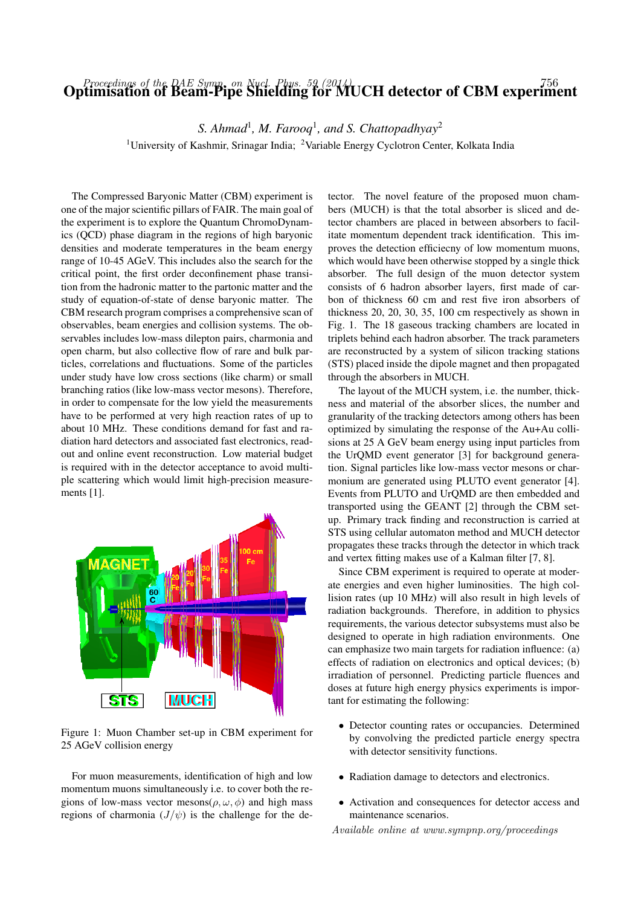# Optimisation of Beam-Pipe Shielding for MUCH detector of CBM experiment

*S. Ahmad*[1], *M. Farooq*[1], *and S. Chattopadhyay*[2]

[1]University of Kashmir, Srinagar India; [2]Variable Energy Cyclotron Center, Kolkata India

The Compressed Baryonic Matter (CBM) experiment is one of the major scientific pillars of FAIR. The main goal of the experiment is to explore the Quantum ChromoDynamics (QCD) phase diagram in the regions of high baryonic densities and moderate temperatures in the beam energy range of 10-45 AGeV. This includes also the search for the critical point, the first order deconfinement phase transition from the hadronic matter to the partonic matter and the study of equation-of-state of dense baryonic matter. The CBM research program comprises a comprehensive scan of observables, beam energies and collision systems. The observables includes low-mass dilepton pairs, charmonia and open charm, but also collective flow of rare and bulk particles, correlations and fluctuations. Some of the particles under study have low cross sections (like charm) or small branching ratios (like low-mass vector mesons). Therefore, in order to compensate for the low yield the measurements have to be performed at very high reaction rates of up to about 10 MHz. These conditions demand for fast and radiation hard detectors and associated fast electronics, readout and online event reconstruction. Low material budget is required with in the detector acceptance to avoid multiple scattering which would limit high-precision measurements [1].

Figure 1: Muon Chamber set-up in CBM experiment for 25 AGeV collision energy

For muon measurements, identification of high and low momentum muons simultaneously i.e. to cover both the regions of low-mass vector mesons($\rho, \omega, \phi$) and high mass regions of charmonia ($J/\psi$) is the challenge for the detector. The novel feature of the proposed muon chambers (MUCH) is that the total absorber is sliced and detector chambers are placed in between absorbers to facilitate momentum dependent track identification. This improves the detection efficiecny of low momentum muons, which would have been otherwise stopped by a single thick absorber. The full design of the muon detector system consists of 6 hadron absorber layers, first made of carbon of thickness 60 cm and rest five iron absorbers of thickness 20, 20, 30, 35, 100 cm respectively as shown in Fig. 1. The 18 gaseous tracking chambers are located in triplets behind each hadron absorber. The track parameters are reconstructed by a system of silicon tracking stations (STS) placed inside the dipole magnet and then propagated through the absorbers in MUCH.

The layout of the MUCH system, i.e. the number, thickness and material of the absorber slices, the number and granularity of the tracking detectors among others has been optimized by simulating the response of the Au+Au collisions at 25 A GeV beam energy using input particles from the UrQMD event generator [3] for background generation. Signal particles like low-mass vector mesons or charmonium are generated using PLUTO event generator [4]. Events from PLUTO and UrQMD are then embedded and transported using the GEANT [2] through the CBM setup. Primary track finding and reconstruction is carried at STS using cellular automaton method and MUCH detector propagates these tracks through the detector in which track and vertex fitting makes use of a Kalman filter [7, 8].

Since CBM experiment is required to operate at moderate energies and even higher luminosities. The high collision rates (up 10 MHz) will also result in high levels of radiation backgrounds. Therefore, in addition to physics requirements, the various detector subsystems must also be designed to operate in high radiation environments. One can emphasize two main targets for radiation influence: (a) effects of radiation on electronics and optical devices; (b) irradiation of personnel. Predicting particle fluences and doses at future high energy physics experiments is important for estimating the following:

- Detector counting rates or occupancies. Determined by convolving the predicted particle energy spectra with detector sensitivity functions.
- Radiation damage to detectors and electronics.
- Activation and consequences for detector access and maintenance scenarios.

*Available online at www.sympnp.org/proceedings*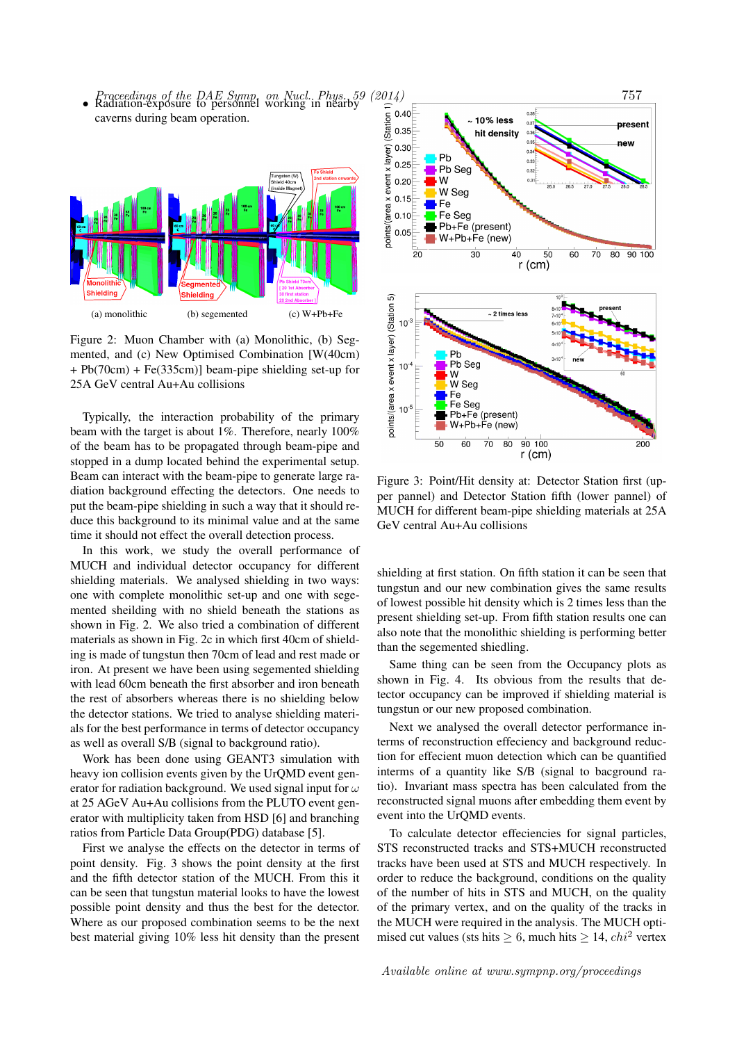- Radiation-exposure to personnel working in nearby caverns during beam operation.

(a) monolithic (b) segemented (c) W+Pb+Fe

Figure 2: Muon Chamber with (a) Monolithic, (b) Segmented, and (c) New Optimised Combination [W(40cm) + Pb(70cm) + Fe(335cm)] beam-pipe shielding set-up for 25A GeV central Au+Au collisions

Typically, the interaction probability of the primary beam with the target is about 1%. Therefore, nearly 100% of the beam has to be propagated through beam-pipe and stopped in a dump located behind the experimental setup. Beam can interact with the beam-pipe to generate large radiation background effecting the detectors. One needs to put the beam-pipe shielding in such a way that it should reduce this background to its minimal value and at the same time it should not effect the overall detection process.

In this work, we study the overall performance of MUCH and individual detector occupancy for different shielding materials. We analysed shielding in two ways: one with complete monolithic set-up and one with segemented sheilding with no shield beneath the stations as shown in Fig. 2. We also tried a combination of different materials as shown in Fig. 2c in which first 40cm of shielding is made of tungsten then 70cm of lead and rest made or iron. At present we have been using segemented shielding with lead 60cm beneath the first absorber and iron beneath the rest of absorbers whereas there is no shielding below the detector stations. We tried to analyse shielding materials for the best performance in terms of detector occupancy as well as overall S/B (signal to background ratio).

Work has been done using GEANT3 simulation with heavy ion collision events given by the UrQMD event generator for radiation background. We used signal input for $\omega$ at 25 AGeV Au+Au collisions from the PLUTO event generator with multiplicity taken from HSD [6] and branching ratios from Particle Data Group(PDG) database [5].

First we analyse the effects on the detector in terms of point density. Fig. 3 shows the point density at the first and the fifth detector station of the MUCH. From this it can be seen that tungstun material looks to have the lowest possible point density and thus the best for the detector. Where as our proposed combination seems to be the next best material giving 10% less hit density than the present

Figure 3: Point/Hit density at: Detector Station first (upper pannel) and Detector Station fifth (lower pannel) of MUCH for different beam-pipe shielding materials at 25A GeV central Au+Au collisions

shielding at first station. On fifth station it can be seen that tungstun and our new combination gives the same results of lowest possible hit density which is 2 times less than the present shielding set-up. From fifth station results one can also note that the monolithic shielding is performing better than the segmented shiedling.

Same thing can be seen from the Occupancy plots as shown in Fig. 4. Its obvious from the results that detector occupancy can be improved if shielding material is tungstun or our new proposed combination.

Next we analysed the overall detector performance interms of reconstruction effeciency and background reduction for effecient muon detection which can be quantified interms of a quantity like S/B (signal to bacground ratio). Invariant mass spectra has been calculated from the reconstructed signal muons after embedding them event by event into the UrQMD events.

To calculate detector effeciencies for signal particles, STS reconstructed tracks and STS+MUCH reconstructed tracks have been used at STS and MUCH respectively. In order to reduce the background, conditions on the quality of the number of hits in STS and MUCH, on the quality of the primary vertex, and on the quality of the tracks in the MUCH were required in the analysis. The MUCH optimised cut values (sts hits $\geq 6$, much hits $\geq 14$, $chi^2$ vertex